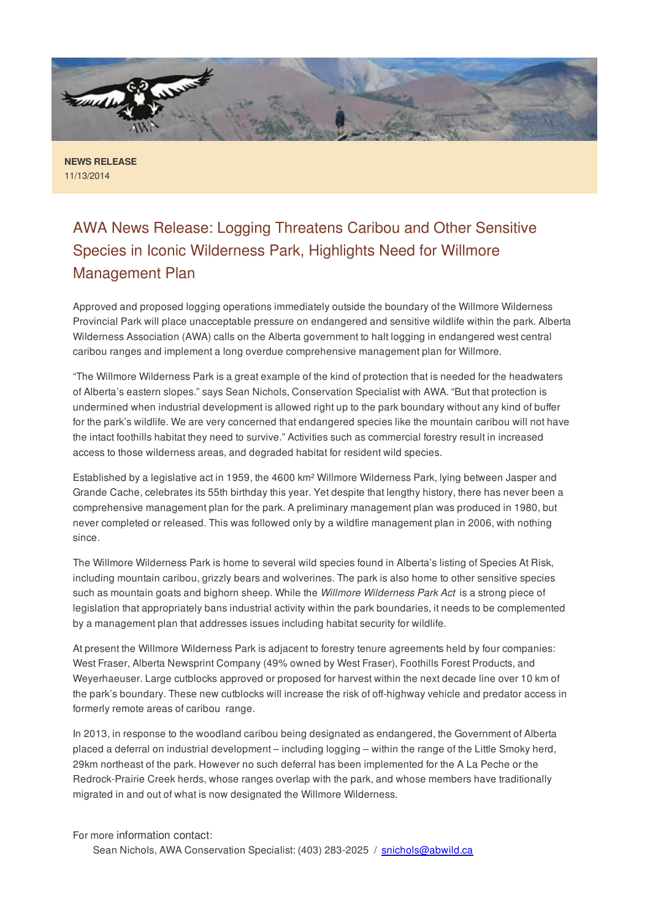**NEWS RELEASE**
11/13/2014

# AWA News Release: Logging Threatens Caribou and Other Sensitive Species in Iconic Wilderness Park, Highlights Need for Willmore Management Plan

Approved and proposed logging operations immediately outside the boundary of the Willmore Wilderness Provincial Park will place unacceptable pressure on endangered and sensitive wildlife within the park. Alberta Wilderness Association (AWA) calls on the Alberta government to halt logging in endangered west central caribou ranges and implement a long overdue comprehensive management plan for Willmore.

"The Willmore Wilderness Park is a great example of the kind of protection that is needed for the headwaters of Alberta's eastern slopes." says Sean Nichols, Conservation Specialist with AWA. "But that protection is undermined when industrial development is allowed right up to the park boundary without any kind of buffer for the park's wildlife. We are very concerned that endangered species like the mountain caribou will not have the intact foothills habitat they need to survive." Activities such as commercial forestry result in increased access to those wilderness areas, and degraded habitat for resident wild species.

Established by a legislative act in 1959, the 4600 km² Willmore Wilderness Park, lying between Jasper and Grande Cache, celebrates its 55th birthday this year. Yet despite that lengthy history, there has never been a comprehensive management plan for the park. A preliminary management plan was produced in 1980, but never completed or released. This was followed only by a wildfire management plan in 2006, with nothing since.

The Willmore Wilderness Park is home to several wild species found in Alberta's listing of Species At Risk, including mountain caribou, grizzly bears and wolverines. The park is also home to other sensitive species such as mountain goats and bighorn sheep. While the *Willmore Wilderness Park Act* is a strong piece of legislation that appropriately bans industrial activity within the park boundaries, it needs to be complemented by a management plan that addresses issues including habitat security for wildlife.

At present the Willmore Wilderness Park is adjacent to forestry tenure agreements held by four companies: West Fraser, Alberta Newsprint Company (49% owned by West Fraser), Foothills Forest Products, and Weyerhaeuser. Large cutblocks approved or proposed for harvest within the next decade line over 10 km of the park's boundary. These new cutblocks will increase the risk of off-highway vehicle and predator access in formerly remote areas of caribou range.

In 2013, in response to the woodland caribou being designated as endangered, the Government of Alberta placed a deferral on industrial development – including logging – within the range of the Little Smoky herd, 29km northeast of the park. However no such deferral has been implemented for the A La Peche or the Redrock-Prairie Creek herds, whose ranges overlap with the park, and whose members have traditionally migrated in and out of what is now designated the Willmore Wilderness.

For more information contact:

Sean Nichols, AWA Conservation Specialist: (403) 283-2025 / snichols@abwild.ca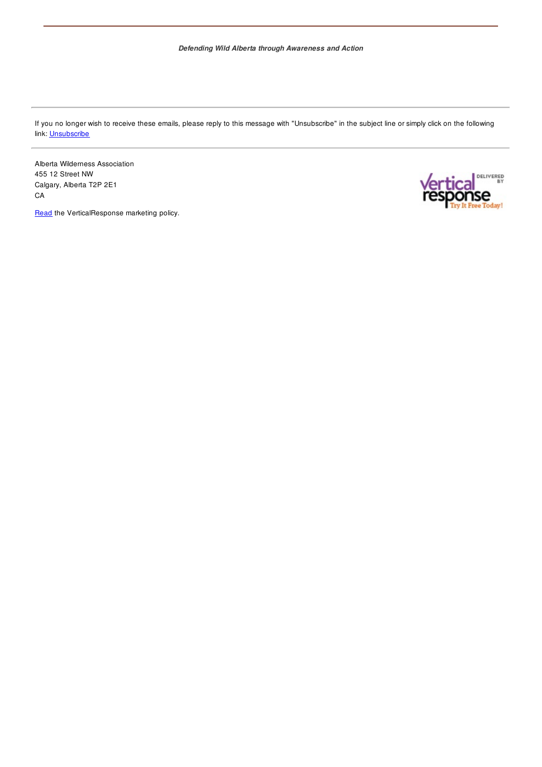*Defending Wild Alberta through Awareness and Action*

---

If you no longer wish to receive these emails, please reply to this message with "Unsubscribe" in the subject line or simply click on the following link: Unsubscribe

---

Alberta Wilderness Association
455 12 Street NW
Calgary, Alberta T2P 2E1
CA

Read the VerticalResponse marketing policy.